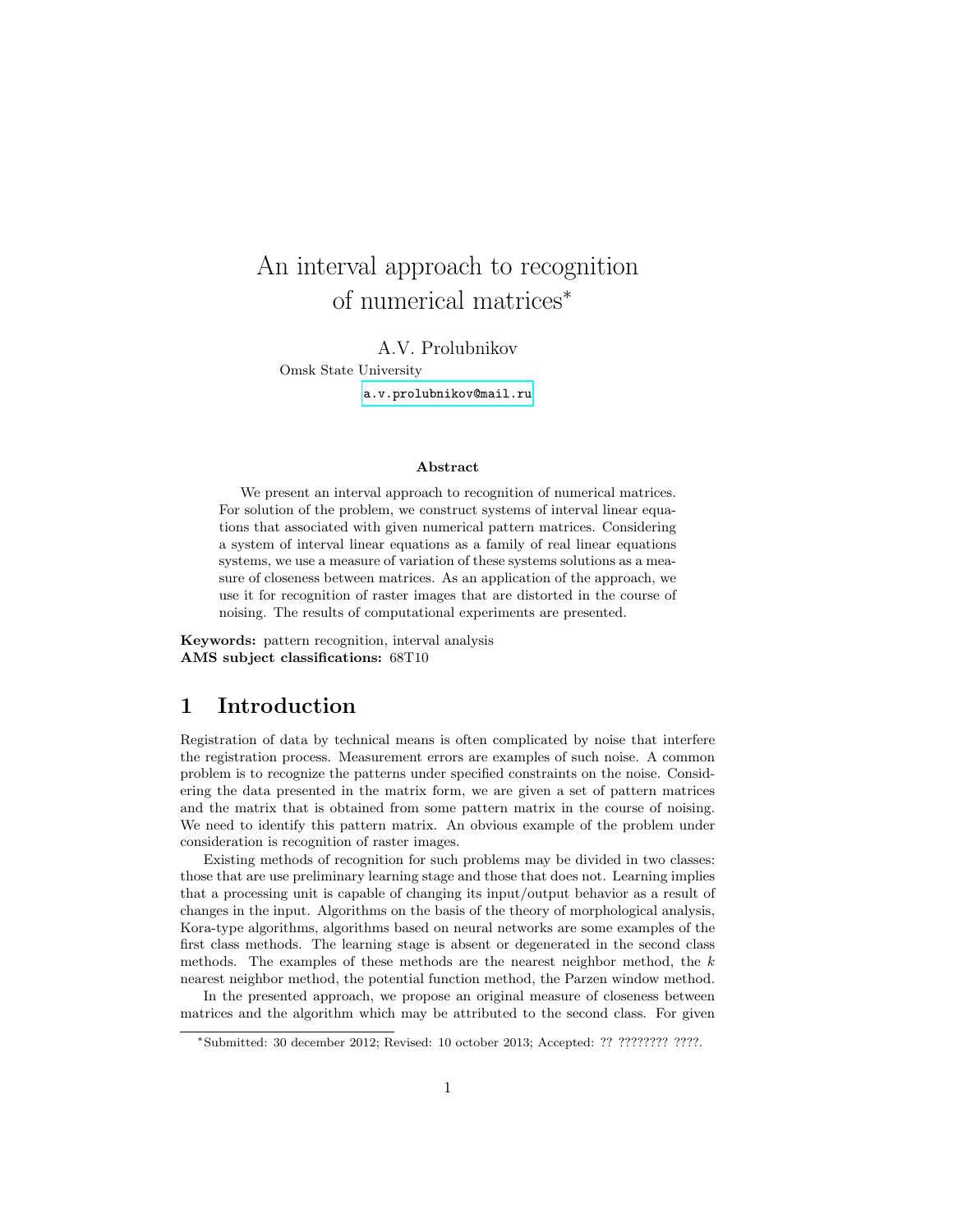# An interval approach to recognition of numerical matrices*

A.V. Prolubnikov

Omsk State University

a.v.prolubnikov@mail.ru

### Abstract

We present an interval approach to recognition of numerical matrices. For solution of the problem, we construct systems of interval linear equations that associated with given numerical pattern matrices. Considering a system of interval linear equations as a family of real linear equations systems, we use a measure of variation of these systems solutions as a measure of closeness between matrices. As an application of the approach, we use it for recognition of raster images that are distorted in the course of noising. The results of computational experiments are presented.

**Keywords:** pattern recognition, interval analysis
**AMS subject classifications:** 68T10

## 1 Introduction

Registration of data by technical means is often complicated by noise that interfere the registration process. Measurement errors are examples of such noise. A common problem is to recognize the patterns under specified constraints on the noise. Considering the data presented in the matrix form, we are given a set of pattern matrices and the matrix that is obtained from some pattern matrix in the course of noising. We need to identify this pattern matrix. An obvious example of the problem under consideration is recognition of raster images.

Existing methods of recognition for such problems may be divided in two classes: those that are use preliminary learning stage and those that does not. Learning implies that a processing unit is capable of changing its input/output behavior as a result of changes in the input. Algorithms on the basis of the theory of morphological analysis, Kora-type algorithms, algorithms based on neural networks are some examples of the first class methods. The learning stage is absent or degenerated in the second class methods. The examples of these methods are the nearest neighbor method, the $k$ nearest neighbor method, the potential function method, the Parzen window method.

In the presented approach, we propose an original measure of closeness between matrices and the algorithm which may be attributed to the second class. For given

*Submitted: 30 december 2012; Revised: 10 october 2013; Accepted: ?? ???????? ????.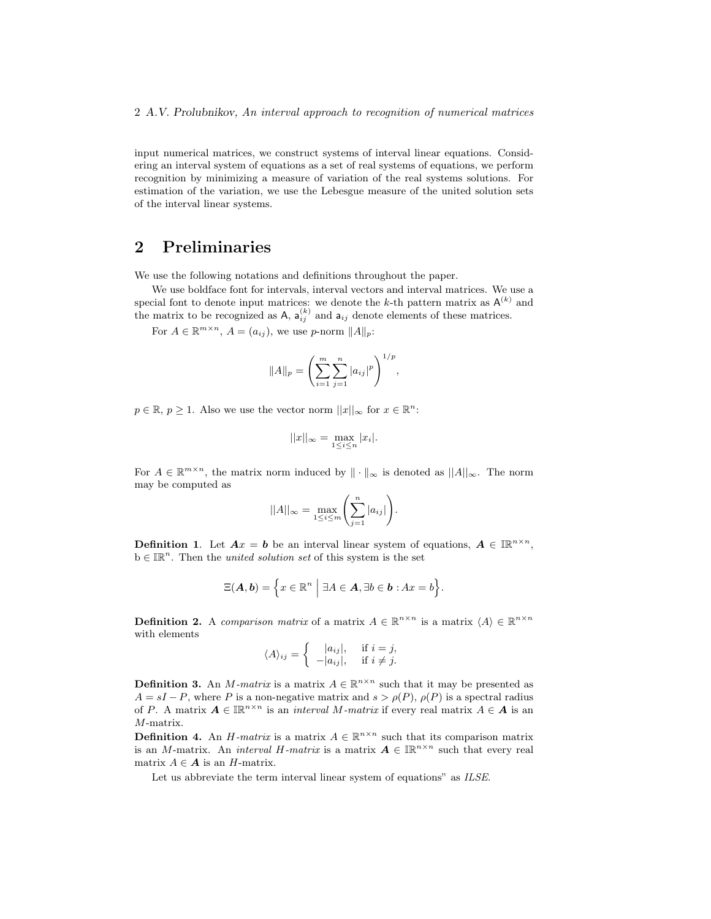input numerical matrices, we construct systems of interval linear equations. Considering an interval system of equations as a set of real systems of equations, we perform recognition by minimizing a measure of variation of the real systems solutions. For estimation of the variation, we use the Lebesgue measure of the united solution sets of the interval linear systems.

## 2 Preliminaries

We use the following notations and definitions throughout the paper.

We use boldface font for intervals, interval vectors and interval matrices. We use a special font to denote input matrices: we denote the $k$-th pattern matrix as $\mathsf{A}^{(k)}$ and the matrix to be recognized as $\mathsf{A}$, $\mathsf{a}_{ij}^{(k)}$ and $\mathsf{a}_{ij}$ denote elements of these matrices.

For $A \in \mathbb{R}^{m\times n}$, $A = (a_{ij})$, we use $p$-norm $\|A\|_p$:

$$\|A\|_p = \left(\sum_{i=1}^{m}\sum_{j=1}^{n}|a_{ij}|^p\right)^{1/p},$$

$p \in \mathbb{R}$, $p \geq 1$. Also we use the vector norm $||x||_\infty$ for $x \in \mathbb{R}^n$:

$$||x||_\infty = \max_{1\leq i\leq n}|x_i|.$$

For $A \in \mathbb{R}^{m\times n}$, the matrix norm induced by $\|\cdot\|_\infty$ is denoted as $||A||_\infty$. The norm may be computed as

$$||A||_\infty = \max_{1\leq i\leq m}\left(\sum_{j=1}^{n}|a_{ij}|\right).$$

**Definition 1**. Let $\boldsymbol{A}x = \boldsymbol{b}$ be an interval linear system of equations, $\boldsymbol{A} \in \mathbb{IR}^{n\times n}$, $\mathrm{b} \in \mathbb{IR}^n$. Then the *united solution set* of this system is the set

$$\Xi(\boldsymbol{A},\boldsymbol{b}) = \Big\{x \in \mathbb{R}^n \;\Big|\; \exists A \in \boldsymbol{A}, \exists b \in \boldsymbol{b} : Ax = b\Big\}.$$

**Definition 2.** A *comparison matrix* of a matrix $A \in \mathbb{R}^{n\times n}$ is a matrix $\langle A\rangle \in \mathbb{R}^{n\times n}$ with elements

$$\langle A\rangle_{ij} = \begin{cases} \;\;|a_{ij}|, & \text{if } i = j,\\ -|a_{ij}|, & \text{if } i \neq j. \end{cases}$$

**Definition 3.** An *M-matrix* is a matrix $A \in \mathbb{R}^{n\times n}$ such that it may be presented as $A = sI - P$, where $P$ is a non-negative matrix and $s > \rho(P)$, $\rho(P)$ is a spectral radius of $P$. A matrix $\boldsymbol{A} \in \mathbb{IR}^{n\times n}$ is an *interval M-matrix* if every real matrix $A \in \boldsymbol{A}$ is an $M$-matrix.

**Definition 4.** An *H-matrix* is a matrix $A \in \mathbb{R}^{n\times n}$ such that its comparison matrix is an $M$-matrix. An *interval H-matrix* is a matrix $\boldsymbol{A} \in \mathbb{IR}^{n\times n}$ such that every real matrix $A \in \boldsymbol{A}$ is an $H$-matrix.

Let us abbreviate the term interval linear system of equations" as *ILSE*.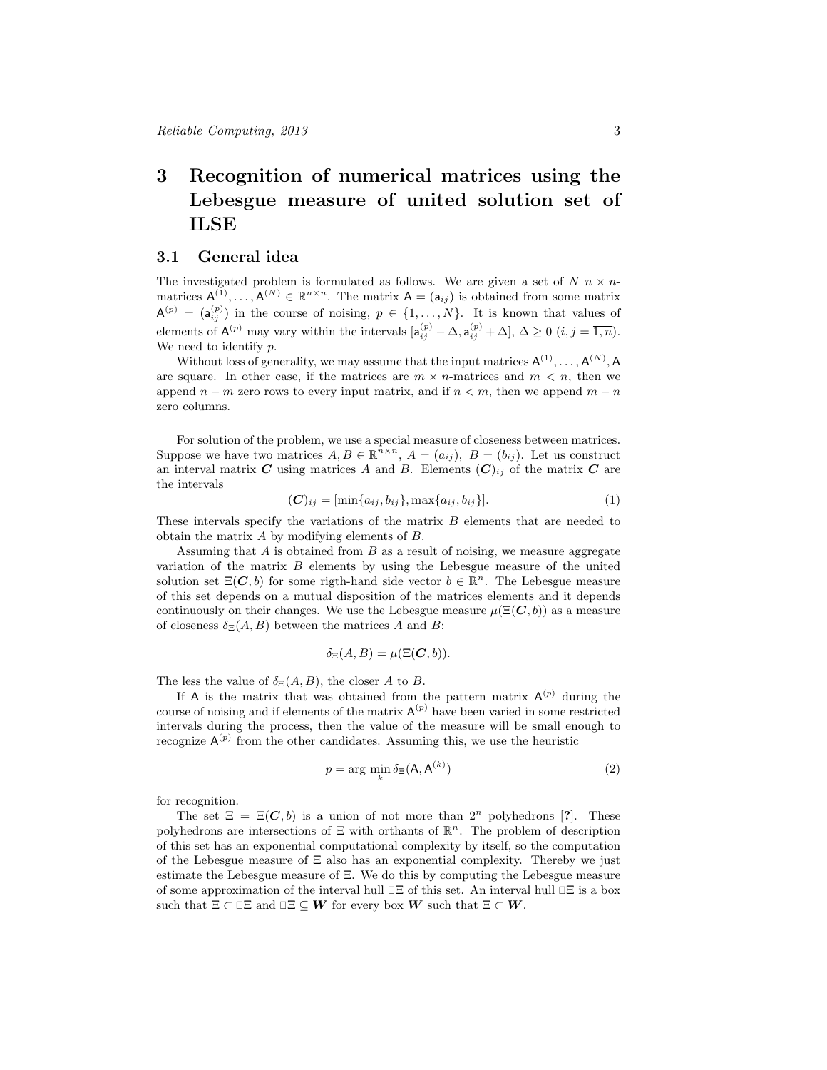# 3 Recognition of numerical matrices using the Lebesgue measure of united solution set of ILSE

## 3.1 General idea

The investigated problem is formulated as follows. We are given a set of $N$ $n \times n$-matrices $\mathsf{A}^{(1)}, \ldots, \mathsf{A}^{(N)} \in \mathbb{R}^{n\times n}$. The matrix $\mathsf{A} = (\mathsf{a}_{ij})$ is obtained from some matrix $\mathsf{A}^{(p)} = (\mathsf{a}_{ij}^{(p)})$ in the course of noising, $p \in \{1, \ldots, N\}$. It is known that values of elements of $\mathsf{A}^{(p)}$ may vary within the intervals $[\mathsf{a}_{ij}^{(p)} - \Delta, \mathsf{a}_{ij}^{(p)} + \Delta]$, $\Delta \geq 0$ $(i, j = \overline{1, n})$. We need to identify $p$.

Without loss of generality, we may assume that the input matrices $\mathsf{A}^{(1)}, \ldots, \mathsf{A}^{(N)}, \mathsf{A}$ are square. In other case, if the matrices are $m \times n$-matrices and $m < n$, then we append $n - m$ zero rows to every input matrix, and if $n < m$, then we append $m - n$ zero columns.

For solution of the problem, we use a special measure of closeness between matrices. Suppose we have two matrices $A, B \in \mathbb{R}^{n\times n}$, $A = (a_{ij})$, $B = (b_{ij})$. Let us construct an interval matrix $\boldsymbol{C}$ using matrices $A$ and $B$. Elements $(\boldsymbol{C})_{ij}$ of the matrix $\boldsymbol{C}$ are the intervals

$$(\boldsymbol{C})_{ij} = [\min\{a_{ij}, b_{ij}\}, \max\{a_{ij}, b_{ij}\}]. \tag{1}$$

These intervals specify the variations of the matrix $B$ elements that are needed to obtain the matrix $A$ by modifying elements of $B$.

Assuming that $A$ is obtained from $B$ as a result of noising, we measure aggregate variation of the matrix $B$ elements by using the Lebesgue measure of the united solution set $\Xi(\boldsymbol{C}, b)$ for some rigth-hand side vector $b \in \mathbb{R}^n$. The Lebesgue measure of this set depends on a mutual disposition of the matrices elements and it depends continuously on their changes. We use the Lebesgue measure $\mu(\Xi(\boldsymbol{C}, b))$ as a measure of closeness $\delta_\Xi(A, B)$ between the matrices $A$ and $B$:

$$\delta_\Xi(A, B) = \mu(\Xi(\boldsymbol{C}, b)).$$

The less the value of $\delta_\Xi(A, B)$, the closer $A$ to $B$.

If $\mathsf{A}$ is the matrix that was obtained from the pattern matrix $\mathsf{A}^{(p)}$ during the course of noising and if elements of the matrix $\mathsf{A}^{(p)}$ have been varied in some restricted intervals during the process, then the value of the measure will be small enough to recognize $\mathsf{A}^{(p)}$ from the other candidates. Assuming this, we use the heuristic

$$p = \arg\min_k \delta_\Xi(\mathsf{A}, \mathsf{A}^{(k)}) \tag{2}$$

for recognition.

The set $\Xi = \Xi(\boldsymbol{C}, b)$ is a union of not more than $2^n$ polyhedrons [?]. These polyhedrons are intersections of $\Xi$ with orthants of $\mathbb{R}^n$. The problem of description of this set has an exponential computational complexity by itself, so the computation of the Lebesgue measure of $\Xi$ also has an exponential complexity. Thereby we just estimate the Lebesgue measure of $\Xi$. We do this by computing the Lebesgue measure of some approximation of the interval hull $\square\Xi$ of this set. An interval hull $\square\Xi$ is a box such that $\Xi \subset \square\Xi$ and $\square\Xi \subseteq \boldsymbol{W}$ for every box $\boldsymbol{W}$ such that $\Xi \subset \boldsymbol{W}$.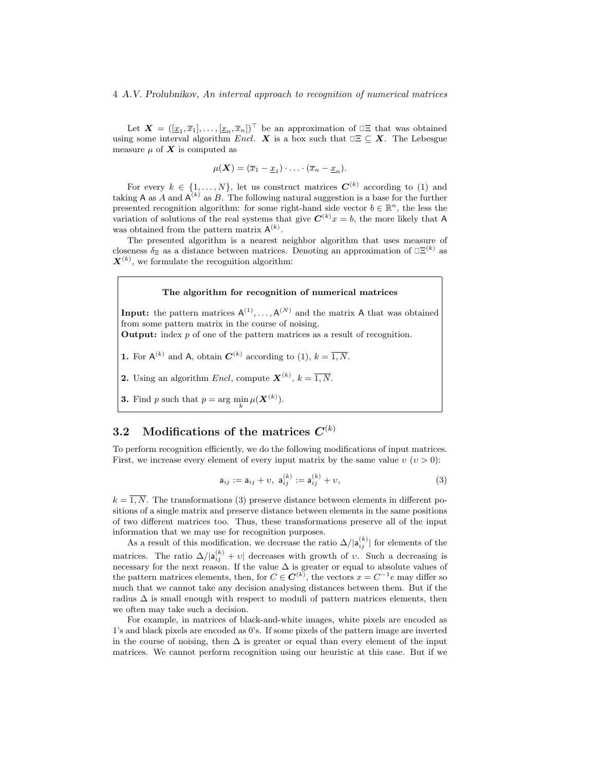Let $\boldsymbol{X} = ([\underline{x}_1, \overline{x}_1], \ldots, [\underline{x}_n, \overline{x}_n])^\top$ be an approximation of $\square\Xi$ that was obtained using some interval algorithm *Encl*. $\boldsymbol{X}$ is a box such that $\square\Xi \subseteq \boldsymbol{X}$. The Lebesgue measure $\mu$ of $\boldsymbol{X}$ is computed as

$$\mu(\boldsymbol{X}) = (\overline{x}_1 - \underline{x}_1) \cdot \ldots \cdot (\overline{x}_n - \underline{x}_n).$$

For every $k \in \{1, \ldots, N\}$, let us construct matrices $\boldsymbol{C}^{(k)}$ according to (1) and taking $\mathsf{A}$ as $A$ and $\mathsf{A}^{(k)}$ as $B$. The following natural suggestion is a base for the further presented recognition algorithm: for some right-hand side vector $b \in \mathbb{R}^n$, the less the variation of solutions of the real systems that give $\boldsymbol{C}^{(k)}x = b$, the more likely that $\mathsf{A}$ was obtained from the pattern matrix $\mathsf{A}^{(k)}$.

The presented algorithm is a nearest neighbor algorithm that uses measure of closeness $\delta_\Xi$ as a distance between matrices. Denoting an approximation of $\square\Xi^{(k)}$ as $\boldsymbol{X}^{(k)}$, we formulate the recognition algorithm:

**The algorithm for recognition of numerical matrices**

**Input:** the pattern matrices $\mathsf{A}^{(1)}, \ldots, \mathsf{A}^{(N)}$ and the matrix $\mathsf{A}$ that was obtained from some pattern matrix in the course of noising.
**Output:** index $p$ of one of the pattern matrices as a result of recognition.

**1.** For $\mathsf{A}^{(k)}$ and $\mathsf{A}$, obtain $\boldsymbol{C}^{(k)}$ according to (1), $k = \overline{1, N}$.

**2.** Using an algorithm *Encl*, compute $\boldsymbol{X}^{(k)}$, $k = \overline{1, N}$.

**3.** Find $p$ such that $p = \arg\min\limits_k \mu(\boldsymbol{X}^{(k)})$.

## 3.2 Modifications of the matrices $\boldsymbol{C}^{(k)}$

To perform recognition efficiently, we do the following modifications of input matrices. First, we increase every element of every input matrix by the same value $\upsilon$ ($\upsilon > 0$):

$$\mathsf{a}_{ij} := \mathsf{a}_{ij} + \upsilon, \ \mathsf{a}_{ij}^{(k)} := \mathsf{a}_{ij}^{(k)} + \upsilon, \tag{3}$$

$k = \overline{1, N}$. The transformations (3) preserve distance between elements in different positions of a single matrix and preserve distance between elements in the same positions of two different matrices too. Thus, these transformations preserve all of the input information that we may use for recognition purposes.

As a result of this modification, we decrease the ratio $\Delta/|\mathsf{a}_{ij}^{(k)}|$ for elements of the matrices. The ratio $\Delta/|\mathsf{a}_{ij}^{(k)} + \upsilon|$ decreases with growth of $\upsilon$. Such a decreasing is necessary for the next reason. If the value $\Delta$ is greater or equal to absolute values of the pattern matrices elements, then, for $C \in \boldsymbol{C}^{(k)}$, the vectors $x = C^{-1}e$ may differ so much that we cannot take any decision analysing distances between them. But if the radius $\Delta$ is small enough with respect to moduli of pattern matrices elements, then we often may take such a decision.

For example, in matrices of black-and-white images, white pixels are encoded as 1's and black pixels are encoded as 0's. If some pixels of the pattern image are inverted in the course of noising, then $\Delta$ is greater or equal than every element of the input matrices. We cannot perform recognition using our heuristic at this case. But if we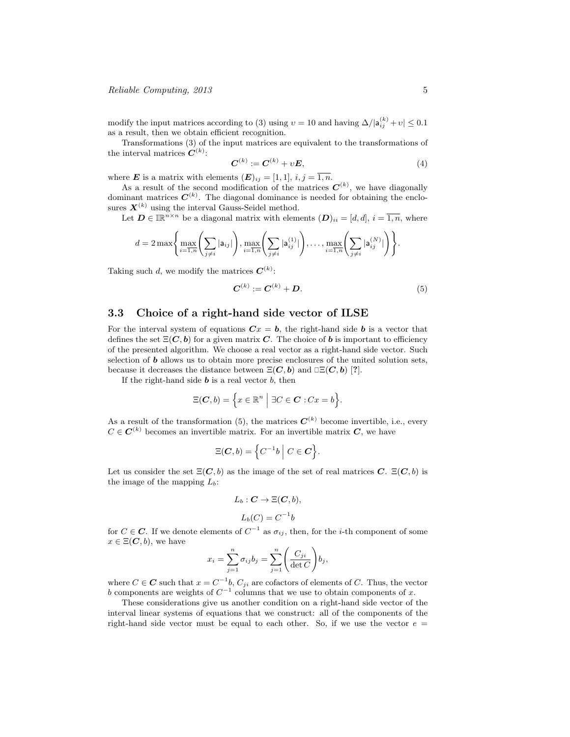modify the input matrices according to (3) using $\upsilon = 10$ and having $\Delta/|\mathsf{a}_{ij}^{(k)} + \upsilon| \leq 0.1$ as a result, then we obtain efficient recognition.

Transformations (3) of the input matrices are equivalent to the transformations of the interval matrices $\boldsymbol{C}^{(k)}$:

$$\boldsymbol{C}^{(k)} := \boldsymbol{C}^{(k)} + \upsilon \boldsymbol{E}, \tag{4}$$

where $\boldsymbol{E}$ is a matrix with elements $(\boldsymbol{E})_{ij} = [1, 1]$, $i, j = \overline{1, n}$.

As a result of the second modification of the matrices $\boldsymbol{C}^{(k)}$, we have diagonally dominant matrices $\boldsymbol{C}^{(k)}$. The diagonal dominance is needed for obtaining the enclosures $\boldsymbol{X}^{(k)}$ using the interval Gauss-Seidel method.

Let $\boldsymbol{D} \in \mathbb{IR}^{n \times n}$ be a diagonal matrix with elements $(\boldsymbol{D})_{ii} = [d, d]$, $i = \overline{1, n}$, where

$$d = 2 \max\left\{ \max_{i=\overline{1,n}} \left( \sum_{j \neq i} |\mathsf{a}_{ij}| \right), \max_{i=\overline{1,n}} \left( \sum_{j \neq i} |\mathsf{a}_{ij}^{(1)}| \right), \ldots, \max_{i=\overline{1,n}} \left( \sum_{j \neq i} |\mathsf{a}_{ij}^{(N)}| \right) \right\}.$$

Taking such $d$, we modify the matrices $\boldsymbol{C}^{(k)}$:

$$\boldsymbol{C}^{(k)} := \boldsymbol{C}^{(k)} + \boldsymbol{D}. \tag{5}$$

## 3.3 Choice of a right-hand side vector of ILSE

For the interval system of equations $\boldsymbol{C}x = \boldsymbol{b}$, the right-hand side $\boldsymbol{b}$ is a vector that defines the set $\Xi(\boldsymbol{C}, \boldsymbol{b})$ for a given matrix $\boldsymbol{C}$. The choice of $\boldsymbol{b}$ is important to efficiency of the presented algorithm. We choose a real vector as a right-hand side vector. Such selection of $\boldsymbol{b}$ allows us to obtain more precise enclosures of the united solution sets, because it decreases the distance between $\Xi(\boldsymbol{C}, \boldsymbol{b})$ and $\square\Xi(\boldsymbol{C}, \boldsymbol{b})$ [?].

If the right-hand side $\boldsymbol{b}$ is a real vector $b$, then

$$\Xi(\boldsymbol{C}, b) = \left\{ x \in \mathbb{R}^n \;\middle|\; \exists C \in \boldsymbol{C} : Cx = b \right\}.$$

As a result of the transformation (5), the matrices $\boldsymbol{C}^{(k)}$ become invertible, i.e., every $C \in \boldsymbol{C}^{(k)}$ becomes an invertible matrix. For an invertible matrix $\boldsymbol{C}$, we have

$$\Xi(\boldsymbol{C}, b) = \left\{ C^{-1} b \;\middle|\; C \in \boldsymbol{C} \right\}.$$

Let us consider the set $\Xi(\boldsymbol{C}, b)$ as the image of the set of real matrices $\boldsymbol{C}$. $\Xi(\boldsymbol{C}, b)$ is the image of the mapping $L_b$:

$$L_b : \boldsymbol{C} \to \Xi(\boldsymbol{C}, b),$$

$$L_b(C) = C^{-1} b$$

for $C \in \boldsymbol{C}$. If we denote elements of $C^{-1}$ as $\sigma_{ij}$, then, for the $i$-th component of some $x \in \Xi(\boldsymbol{C}, b)$, we have

$$x_i = \sum_{j=1}^{n} \sigma_{ij} b_j = \sum_{j=1}^{n} \left( \frac{C_{ji}}{\det C} \right) b_j,$$

where $C \in \boldsymbol{C}$ such that $x = C^{-1} b$, $C_{ji}$ are cofactors of elements of $C$. Thus, the vector $b$ components are weights of $C^{-1}$ columns that we use to obtain components of $x$.

These considerations give us another condition on a right-hand side vector of the interval linear systems of equations that we construct: all of the components of the right-hand side vector must be equal to each other. So, if we use the vector $e =$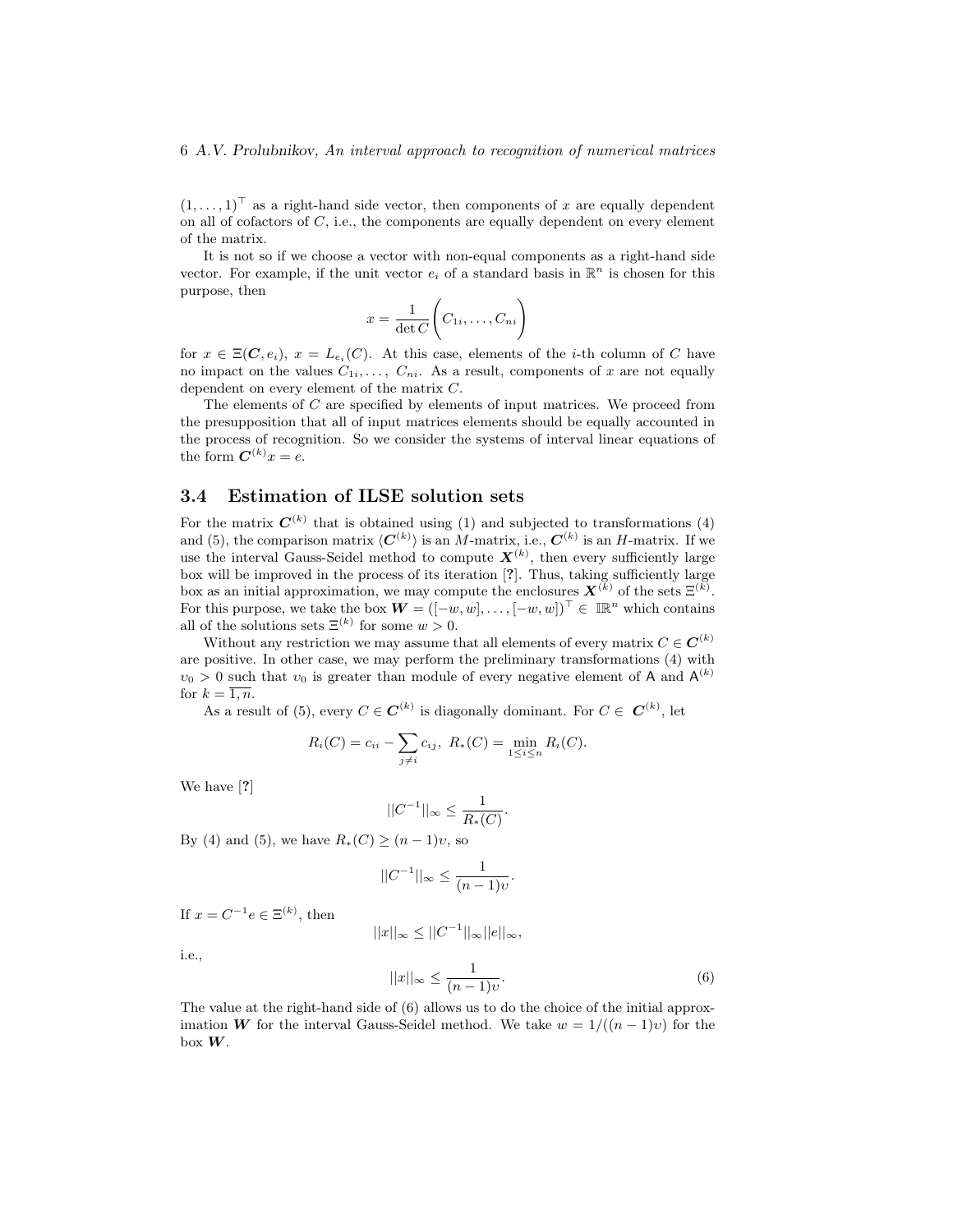$(1, \ldots, 1)^\top$ as a right-hand side vector, then components of $x$ are equally dependent on all of cofactors of $C$, i.e., the components are equally dependent on every element of the matrix.

It is not so if we choose a vector with non-equal components as a right-hand side vector. For example, if the unit vector $e_i$ of a standard basis in $\mathbb{R}^n$ is chosen for this purpose, then

$$x = \frac{1}{\det C}\left(C_{1i}, \ldots, C_{ni}\right)$$

for $x \in \Xi(\boldsymbol{C}, e_i)$, $x = L_{e_i}(C)$. At this case, elements of the $i$-th column of $C$ have no impact on the values $C_{1i}, \ldots, C_{ni}$. As a result, components of $x$ are not equally dependent on every element of the matrix $C$.

The elements of $C$ are specified by elements of input matrices. We proceed from the presupposition that all of input matrices elements should be equally accounted in the process of recognition. So we consider the systems of interval linear equations of the form $\boldsymbol{C}^{(k)}x = e$.

### 3.4 Estimation of ILSE solution sets

For the matrix $\boldsymbol{C}^{(k)}$ that is obtained using (1) and subjected to transformations (4) and (5), the comparison matrix $\langle \boldsymbol{C}^{(k)} \rangle$ is an $M$-matrix, i.e., $\boldsymbol{C}^{(k)}$ is an $H$-matrix. If we use the interval Gauss-Seidel method to compute $\boldsymbol{X}^{(k)}$, then every sufficiently large box will be improved in the process of its iteration [?]. Thus, taking sufficiently large box as an initial approximation, we may compute the enclosures $\boldsymbol{X}^{(k)}$ of the sets $\Xi^{(k)}$. For this purpose, we take the box $\boldsymbol{W} = ([-w, w], \ldots, [-w, w])^\top \in \mathbb{IR}^n$ which contains all of the solutions sets $\Xi^{(k)}$ for some $w > 0$.

Without any restriction we may assume that all elements of every matrix $C \in \boldsymbol{C}^{(k)}$ are positive. In other case, we may perform the preliminary transformations (4) with $v_0 > 0$ such that $v_0$ is greater than module of every negative element of $\mathsf{A}$ and $\mathsf{A}^{(k)}$ for $k = \overline{1, n}$.

As a result of (5), every $C \in \boldsymbol{C}^{(k)}$ is diagonally dominant. For $C \in \boldsymbol{C}^{(k)}$, let

$$R_i(C) = c_{ii} - \sum_{j \neq i} c_{ij}, \; R_*(C) = \min_{1 \leq i \leq n} R_i(C).$$

We have [?]

$$||C^{-1}||_\infty \leq \frac{1}{R_*(C)}.$$

By (4) and (5), we have $R_*(C) \geq (n-1)v$, so

$$||C^{-1}||_\infty \leq \frac{1}{(n-1)v}.$$

If $x = C^{-1}e \in \Xi^{(k)}$, then

$$||x||_\infty \leq ||C^{-1}||_\infty ||e||_\infty,$$

i.e.,

$$||x||_\infty \leq \frac{1}{(n-1)v}. \tag{6}$$

The value at the right-hand side of (6) allows us to do the choice of the initial approximation $\boldsymbol{W}$ for the interval Gauss-Seidel method. We take $w = 1/((n-1)v)$ for the box $\boldsymbol{W}$.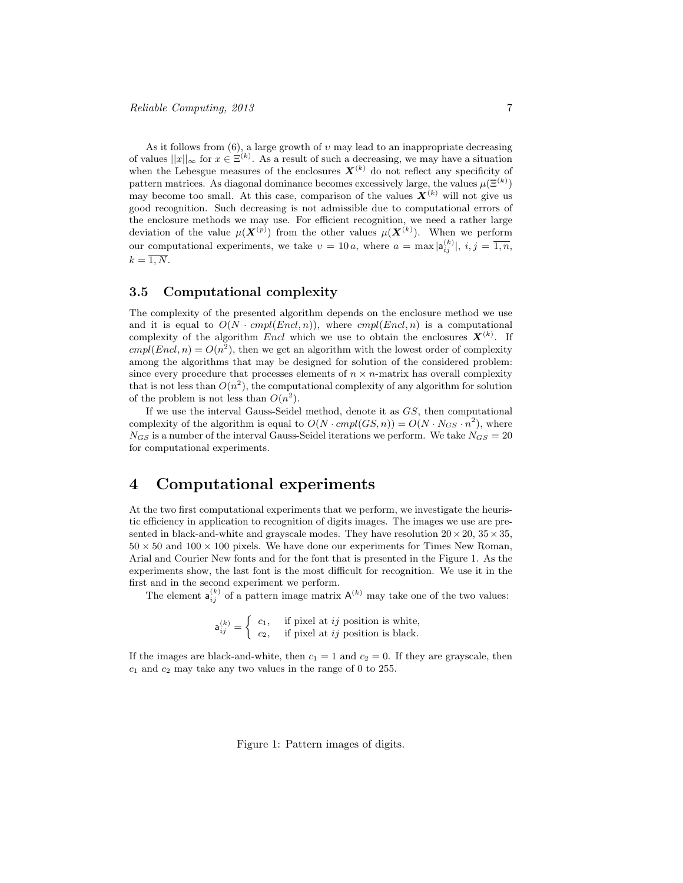As it follows from (6), a large growth of $\upsilon$ may lead to an inappropriate decreasing of values $||x||_\infty$ for $x \in \Xi^{(k)}$. As a result of such a decreasing, we may have a situation when the Lebesgue measures of the enclosures $\boldsymbol{X}^{(k)}$ do not reflect any specificity of pattern matrices. As diagonal dominance becomes excessively large, the values $\mu(\Xi^{(k)})$ may become too small. At this case, comparison of the values $\boldsymbol{X}^{(k)}$ will not give us good recognition. Such decreasing is not admissible due to computational errors of the enclosure methods we may use. For efficient recognition, we need a rather large deviation of the value $\mu(\boldsymbol{X}^{(p)})$ from the other values $\mu(\boldsymbol{X}^{(k)})$. When we perform our computational experiments, we take $\upsilon = 10\,a$, where $a = \max |\mathsf{a}_{ij}^{(k)}|$, $i, j = \overline{1, n}$, $k = \overline{1, N}$.

### 3.5 Computational complexity

The complexity of the presented algorithm depends on the enclosure method we use and it is equal to $O(N \cdot \mathit{cmpl}(\mathit{Encl}, n))$, where $\mathit{cmpl}(\mathit{Encl}, n)$ is a computational complexity of the algorithm $\mathit{Encl}$ which we use to obtain the enclosures $\boldsymbol{X}^{(k)}$. If $\mathit{cmpl}(\mathit{Encl}, n) = O(n^2)$, then we get an algorithm with the lowest order of complexity among the algorithms that may be designed for solution of the considered problem: since every procedure that processes elements of $n \times n$-matrix has overall complexity that is not less than $O(n^2)$, the computational complexity of any algorithm for solution of the problem is not less than $O(n^2)$.

If we use the interval Gauss-Seidel method, denote it as $GS$, then computational complexity of the algorithm is equal to $O(N \cdot \mathit{cmpl}(GS, n)) = O(N \cdot N_{GS} \cdot n^2)$, where $N_{GS}$ is a number of the interval Gauss-Seidel iterations we perform. We take $N_{GS} = 20$ for computational experiments.

## 4 Computational experiments

At the two first computational experiments that we perform, we investigate the heuristic efficiency in application to recognition of digits images. The images we use are presented in black-and-white and grayscale modes. They have resolution $20 \times 20$, $35 \times 35$, $50 \times 50$ and $100 \times 100$ pixels. We have done our experiments for Times New Roman, Arial and Courier New fonts and for the font that is presented in the Figure 1. As the experiments show, the last font is the most difficult for recognition. We use it in the first and in the second experiment we perform.

The element $\mathsf{a}_{ij}^{(k)}$ of a pattern image matrix $\mathsf{A}^{(k)}$ may take one of the two values:

$$\mathsf{a}_{ij}^{(k)} = \begin{cases} c_1, & \text{if pixel at } ij \text{ position is white,} \\ c_2, & \text{if pixel at } ij \text{ position is black.} \end{cases}$$

If the images are black-and-white, then $c_1 = 1$ and $c_2 = 0$. If they are grayscale, then $c_1$ and $c_2$ may take any two values in the range of 0 to 255.

Figure 1: Pattern images of digits.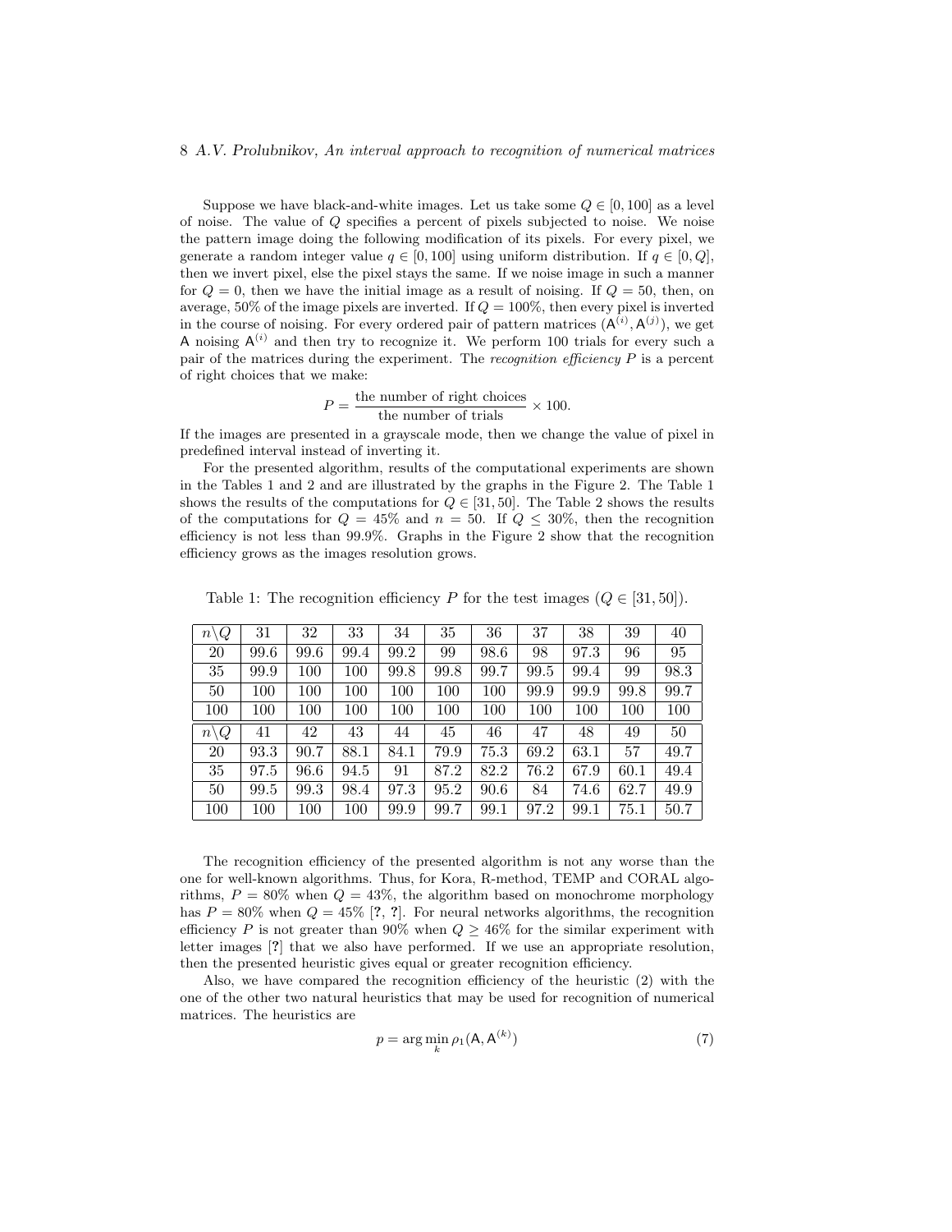Suppose we have black-and-white images. Let us take some $Q \in [0, 100]$ as a level of noise. The value of $Q$ specifies a percent of pixels subjected to noise. We noise the pattern image doing the following modification of its pixels. For every pixel, we generate a random integer value $q \in [0, 100]$ using uniform distribution. If $q \in [0, Q]$, then we invert pixel, else the pixel stays the same. If we noise image in such a manner for $Q = 0$, then we have the initial image as a result of noising. If $Q = 50$, then, on average, 50% of the image pixels are inverted. If $Q = 100\%$, then every pixel is inverted in the course of noising. For every ordered pair of pattern matrices $(\mathsf{A}^{(i)}, \mathsf{A}^{(j)})$, we get $\mathsf{A}$ noising $\mathsf{A}^{(i)}$ and then try to recognize it. We perform 100 trials for every such a pair of the matrices during the experiment. The *recognition efficiency* $P$ is a percent of right choices that we make:

$$P = \frac{\text{the number of right choices}}{\text{the number of trials}} \times 100.$$

If the images are presented in a grayscale mode, then we change the value of pixel in predefined interval instead of inverting it.

For the presented algorithm, results of the computational experiments are shown in the Tables 1 and 2 and are illustrated by the graphs in the Figure 2. The Table 1 shows the results of the computations for $Q \in [31, 50]$. The Table 2 shows the results of the computations for $Q = 45\%$ and $n = 50$. If $Q \leq 30\%$, then the recognition efficiency is not less than 99.9%. Graphs in the Figure 2 show that the recognition efficiency grows as the images resolution grows.

Table 1: The recognition efficiency $P$ for the test images ($Q \in [31, 50]$).

| $n \backslash Q$ | 31 | 32 | 33 | 34 | 35 | 36 | 37 | 38 | 39 | 40 |
|---|---|---|---|---|---|---|---|---|---|---|
| 20 | 99.6 | 99.6 | 99.4 | 99.2 | 99 | 98.6 | 98 | 97.3 | 96 | 95 |
| 35 | 99.9 | 100 | 100 | 99.8 | 99.8 | 99.7 | 99.5 | 99.4 | 99 | 98.3 |
| 50 | 100 | 100 | 100 | 100 | 100 | 100 | 99.9 | 99.9 | 99.8 | 99.7 |
| 100 | 100 | 100 | 100 | 100 | 100 | 100 | 100 | 100 | 100 | 100 |
| $n \backslash Q$ | 41 | 42 | 43 | 44 | 45 | 46 | 47 | 48 | 49 | 50 |
| 20 | 93.3 | 90.7 | 88.1 | 84.1 | 79.9 | 75.3 | 69.2 | 63.1 | 57 | 49.7 |
| 35 | 97.5 | 96.6 | 94.5 | 91 | 87.2 | 82.2 | 76.2 | 67.9 | 60.1 | 49.4 |
| 50 | 99.5 | 99.3 | 98.4 | 97.3 | 95.2 | 90.6 | 84 | 74.6 | 62.7 | 49.9 |
| 100 | 100 | 100 | 100 | 99.9 | 99.7 | 99.1 | 97.2 | 99.1 | 75.1 | 50.7 |

The recognition efficiency of the presented algorithm is not any worse than the one for well-known algorithms. Thus, for Kora, R-method, TEMP and CORAL algorithms, $P = 80\%$ when $Q = 43\%$, the algorithm based on monochrome morphology has $P = 80\%$ when $Q = 45\%$ [?, ?]. For neural networks algorithms, the recognition efficiency $P$ is not greater than 90% when $Q \geq 46\%$ for the similar experiment with letter images [?] that we also have performed. If we use an appropriate resolution, then the presented heuristic gives equal or greater recognition efficiency.

Also, we have compared the recognition efficiency of the heuristic (2) with the one of the other two natural heuristics that may be used for recognition of numerical matrices. The heuristics are

$$p = \arg\min_k \rho_1(\mathsf{A}, \mathsf{A}^{(k)}) \tag{7}$$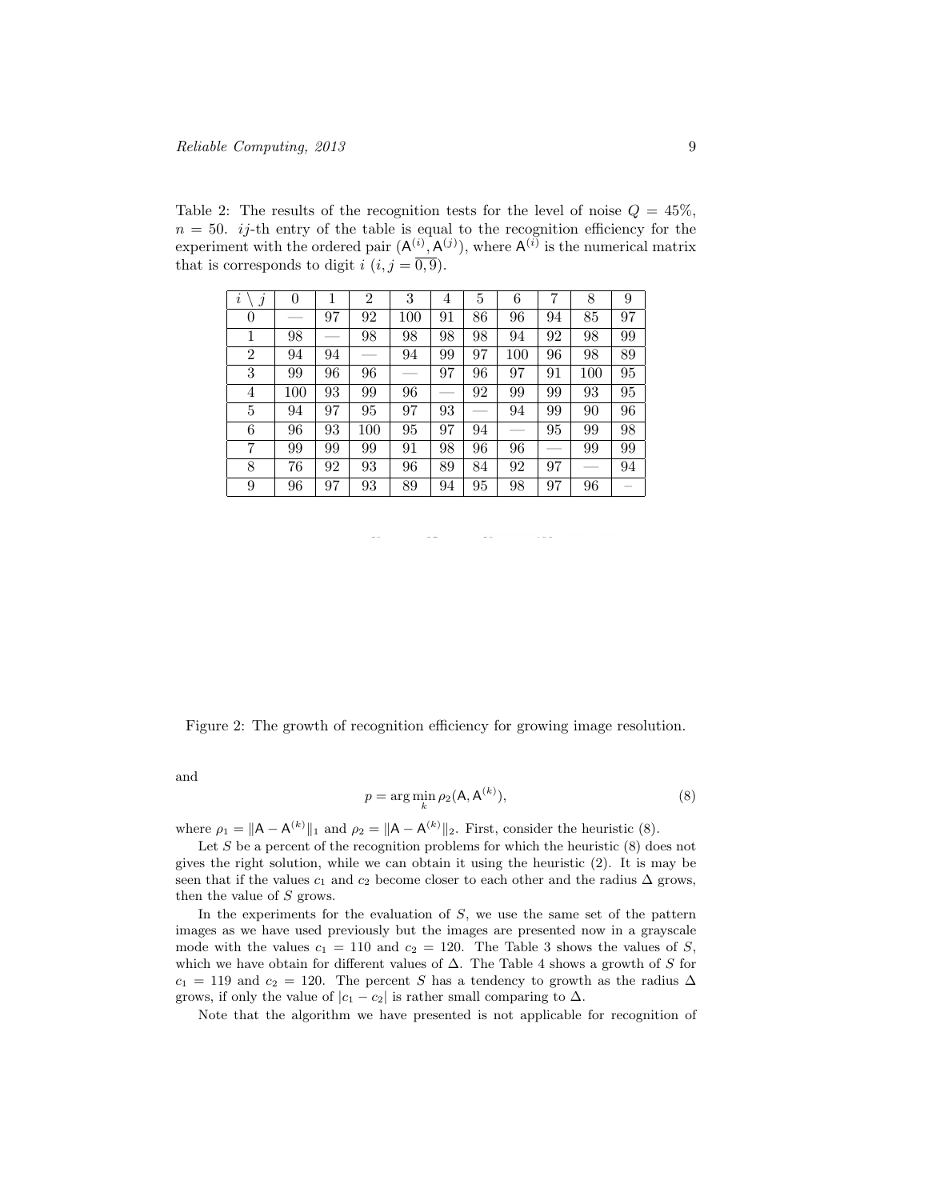Table 2: The results of the recognition tests for the level of noise $Q = 45\%$, $n = 50$. $ij$-th entry of the table is equal to the recognition efficiency for the experiment with the ordered pair $(\mathsf{A}^{(i)}, \mathsf{A}^{(j)})$, where $\mathsf{A}^{(i)}$ is the numerical matrix that is corresponds to digit $i$ ($i, j = \overline{0, 9}$).

| $i \setminus j$ | 0 | 1 | 2 | 3 | 4 | 5 | 6 | 7 | 8 | 9 |
|---|---|---|---|---|---|---|---|---|---|---|
| 0 | — | 97 | 92 | 100 | 91 | 86 | 96 | 94 | 85 | 97 |
| 1 | 98 | — | 98 | 98 | 98 | 98 | 94 | 92 | 98 | 99 |
| 2 | 94 | 94 | — | 94 | 99 | 97 | 100 | 96 | 98 | 89 |
| 3 | 99 | 96 | 96 | — | 97 | 96 | 97 | 91 | 100 | 95 |
| 4 | 100 | 93 | 99 | 96 | — | 92 | 99 | 99 | 93 | 95 |
| 5 | 94 | 97 | 95 | 97 | 93 | — | 94 | 99 | 90 | 96 |
| 6 | 96 | 93 | 100 | 95 | 97 | 94 | — | 95 | 99 | 98 |
| 7 | 99 | 99 | 99 | 91 | 98 | 96 | 96 | — | 99 | 99 |
| 8 | 76 | 92 | 93 | 96 | 89 | 84 | 92 | 97 | — | 94 |
| 9 | 96 | 97 | 93 | 89 | 94 | 95 | 98 | 97 | 96 | – |

Figure 2: The growth of recognition efficiency for growing image resolution.

and

$$p = \arg\min_{k} \rho_2(\mathsf{A}, \mathsf{A}^{(k)}), \tag{8}$$

where $\rho_1 = \|\mathsf{A} - \mathsf{A}^{(k)}\|_1$ and $\rho_2 = \|\mathsf{A} - \mathsf{A}^{(k)}\|_2$. First, consider the heuristic (8).

Let $S$ be a percent of the recognition problems for which the heuristic (8) does not gives the right solution, while we can obtain it using the heuristic (2). It is may be seen that if the values $c_1$ and $c_2$ become closer to each other and the radius $\Delta$ grows, then the value of $S$ grows.

In the experiments for the evaluation of $S$, we use the same set of the pattern images as we have used previously but the images are presented now in a grayscale mode with the values $c_1 = 110$ and $c_2 = 120$. The Table 3 shows the values of $S$, which we have obtain for different values of $\Delta$. The Table 4 shows a growth of $S$ for $c_1 = 119$ and $c_2 = 120$. The percent $S$ has a tendency to growth as the radius $\Delta$ grows, if only the value of $|c_1 - c_2|$ is rather small comparing to $\Delta$.

Note that the algorithm we have presented is not applicable for recognition of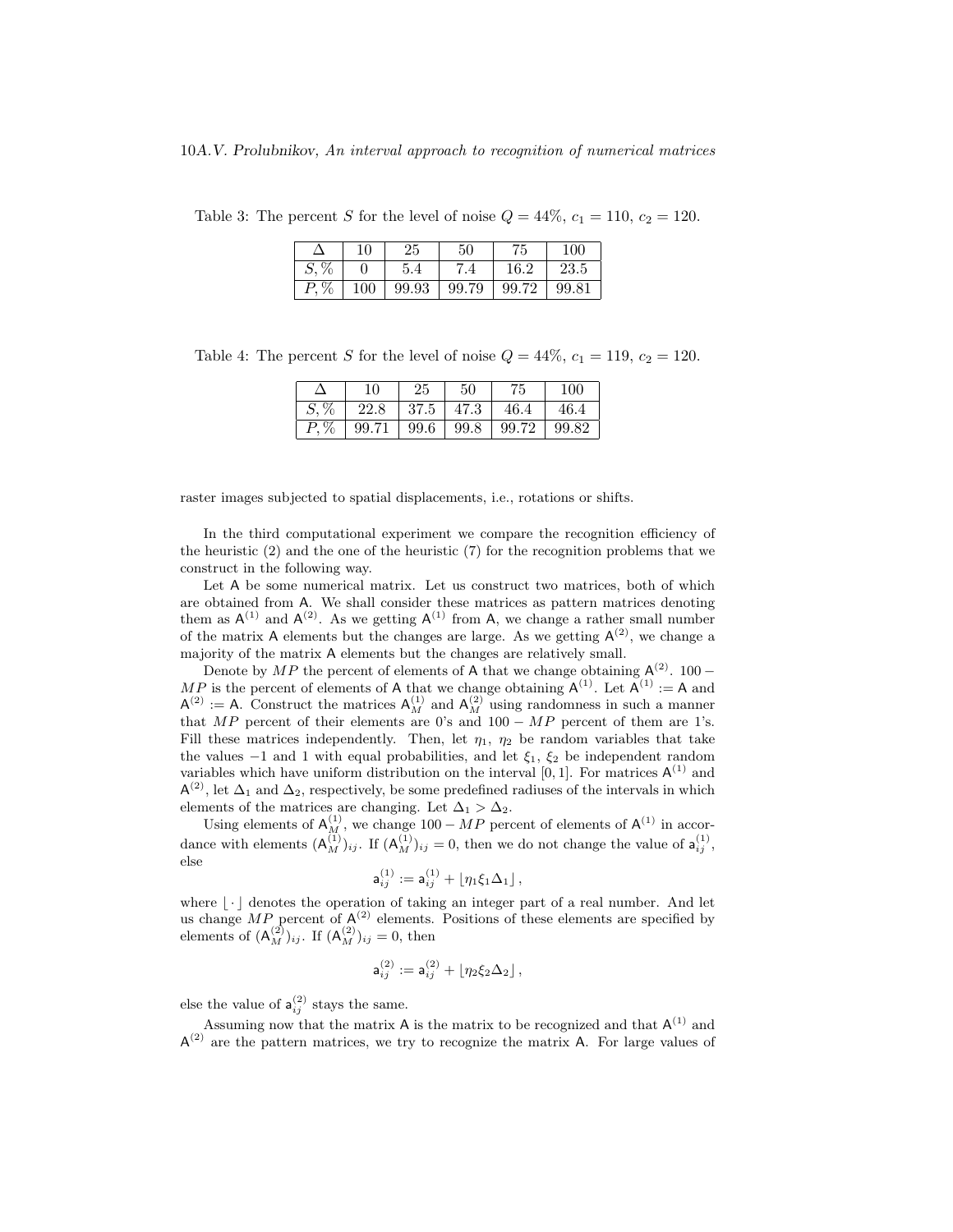Table 3: The percent $S$ for the level of noise $Q = 44\%$, $c_1 = 110$, $c_2 = 120$.

| $\Delta$ | 10 | 25 | 50 | 75 | 100 |
|---|---|---|---|---|---|
| $S, \%$ | 0 | 5.4 | 7.4 | 16.2 | 23.5 |
| $P, \%$ | 100 | 99.93 | 99.79 | 99.72 | 99.81 |

Table 4: The percent $S$ for the level of noise $Q = 44\%$, $c_1 = 119$, $c_2 = 120$.

| $\Delta$ | 10 | 25 | 50 | 75 | 100 |
|---|---|---|---|---|---|
| $S, \%$ | 22.8 | 37.5 | 47.3 | 46.4 | 46.4 |
| $P, \%$ | 99.71 | 99.6 | 99.8 | 99.72 | 99.82 |

raster images subjected to spatial displacements, i.e., rotations or shifts.

In the third computational experiment we compare the recognition efficiency of the heuristic (2) and the one of the heuristic (7) for the recognition problems that we construct in the following way.

Let $\mathsf{A}$ be some numerical matrix. Let us construct two matrices, both of which are obtained from $\mathsf{A}$. We shall consider these matrices as pattern matrices denoting them as $\mathsf{A}^{(1)}$ and $\mathsf{A}^{(2)}$. As we getting $\mathsf{A}^{(1)}$ from $\mathsf{A}$, we change a rather small number of the matrix $\mathsf{A}$ elements but the changes are large. As we getting $\mathsf{A}^{(2)}$, we change a majority of the matrix $\mathsf{A}$ elements but the changes are relatively small.

Denote by $MP$ the percent of elements of $\mathsf{A}$ that we change obtaining $\mathsf{A}^{(2)}$. $100 - MP$ is the percent of elements of $\mathsf{A}$ that we change obtaining $\mathsf{A}^{(1)}$. Let $\mathsf{A}^{(1)} := \mathsf{A}$ and $\mathsf{A}^{(2)} := \mathsf{A}$. Construct the matrices $\mathsf{A}^{(1)}_M$ and $\mathsf{A}^{(2)}_M$ using randomness in such a manner that $MP$ percent of their elements are 0's and $100 - MP$ percent of them are 1's. Fill these matrices independently. Then, let $\eta_1$, $\eta_2$ be random variables that take the values $-1$ and 1 with equal probabilities, and let $\xi_1$, $\xi_2$ be independent random variables which have uniform distribution on the interval $[0, 1]$. For matrices $\mathsf{A}^{(1)}$ and $\mathsf{A}^{(2)}$, let $\Delta_1$ and $\Delta_2$, respectively, be some predefined radiuses of the intervals in which elements of the matrices are changing. Let $\Delta_1 > \Delta_2$.

Using elements of $\mathsf{A}^{(1)}_M$, we change $100 - MP$ percent of elements of $\mathsf{A}^{(1)}$ in accordance with elements $(\mathsf{A}^{(1)}_M)_{ij}$. If $(\mathsf{A}^{(1)}_M)_{ij} = 0$, then we do not change the value of $\mathsf{a}^{(1)}_{ij}$, else

$$\mathsf{a}^{(1)}_{ij} := \mathsf{a}^{(1)}_{ij} + \lfloor \eta_1 \xi_1 \Delta_1 \rfloor ,$$

where $\lfloor \cdot \rfloor$ denotes the operation of taking an integer part of a real number. And let us change $MP$ percent of $\mathsf{A}^{(2)}$ elements. Positions of these elements are specified by elements of $(\mathsf{A}^{(2)}_M)_{ij}$. If $(\mathsf{A}^{(2)}_M)_{ij} = 0$, then

$$\mathsf{a}^{(2)}_{ij} := \mathsf{a}^{(2)}_{ij} + \lfloor \eta_2 \xi_2 \Delta_2 \rfloor ,$$

else the value of $\mathsf{a}^{(2)}_{ij}$ stays the same.

Assuming now that the matrix $\mathsf{A}$ is the matrix to be recognized and that $\mathsf{A}^{(1)}$ and $\mathsf{A}^{(2)}$ are the pattern matrices, we try to recognize the matrix $\mathsf{A}$. For large values of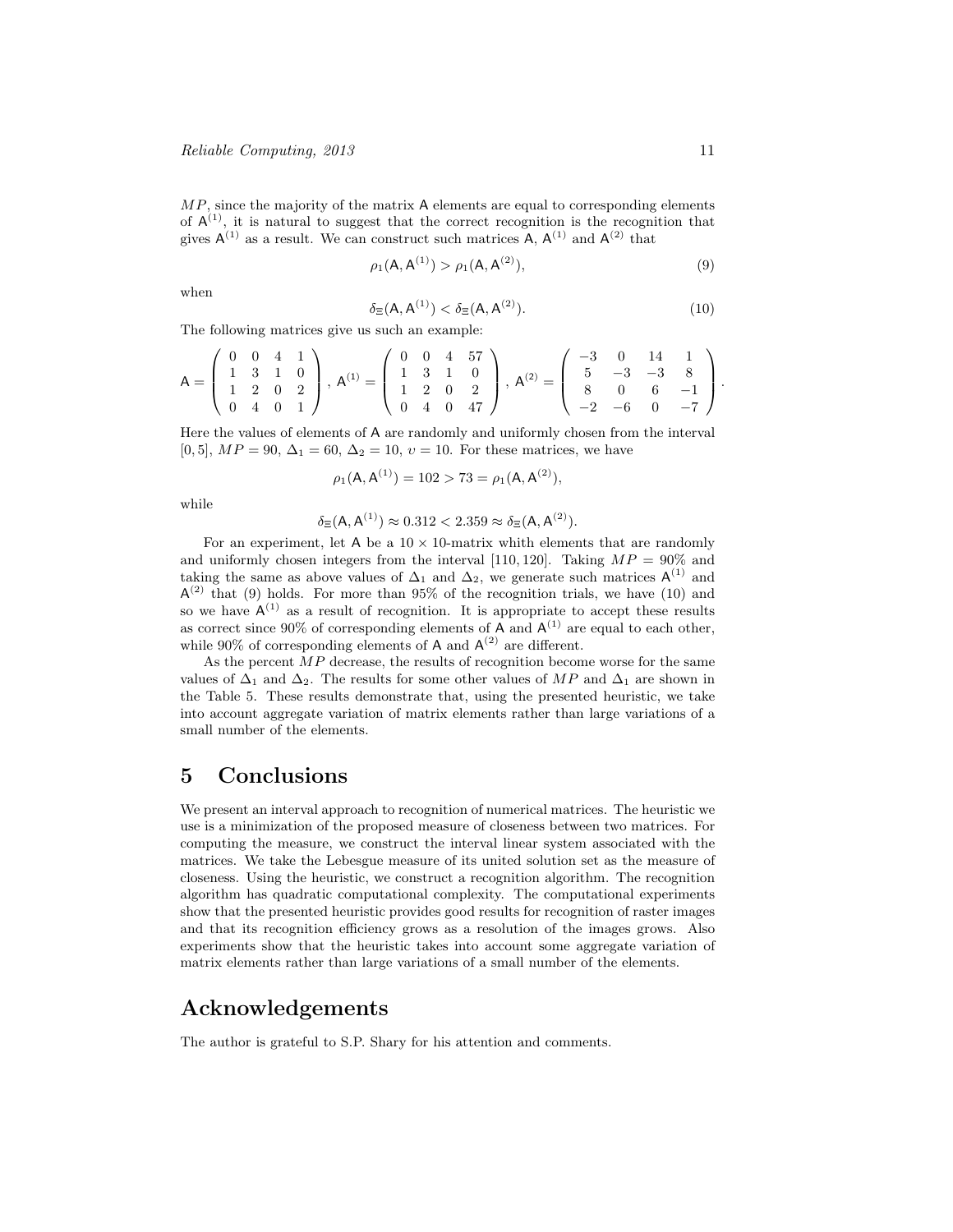$MP$, since the majority of the matrix $\mathsf{A}$ elements are equal to corresponding elements of $\mathsf{A}^{(1)}$, it is natural to suggest that the correct recognition is the recognition that gives $\mathsf{A}^{(1)}$ as a result. We can construct such matrices $\mathsf{A}$, $\mathsf{A}^{(1)}$ and $\mathsf{A}^{(2)}$ that

$$\rho_1(\mathsf{A}, \mathsf{A}^{(1)}) > \rho_1(\mathsf{A}, \mathsf{A}^{(2)}), \tag{9}$$

when

$$\delta_{\Xi}(\mathsf{A}, \mathsf{A}^{(1)}) < \delta_{\Xi}(\mathsf{A}, \mathsf{A}^{(2)}). \tag{10}$$

The following matrices give us such an example:

$$\mathsf{A} = \begin{pmatrix} 0 & 0 & 4 & 1 \\ 1 & 3 & 1 & 0 \\ 1 & 2 & 0 & 2 \\ 0 & 4 & 0 & 1 \end{pmatrix}, \; \mathsf{A}^{(1)} = \begin{pmatrix} 0 & 0 & 4 & 57 \\ 1 & 3 & 1 & 0 \\ 1 & 2 & 0 & 2 \\ 0 & 4 & 0 & 47 \end{pmatrix}, \; \mathsf{A}^{(2)} = \begin{pmatrix} -3 & 0 & 14 & 1 \\ 5 & -3 & -3 & 8 \\ 8 & 0 & 6 & -1 \\ -2 & -6 & 0 & -7 \end{pmatrix}.$$

Here the values of elements of $\mathsf{A}$ are randomly and uniformly chosen from the interval $[0, 5]$, $MP = 90$, $\Delta_1 = 60$, $\Delta_2 = 10$, $\upsilon = 10$. For these matrices, we have

$$\rho_1(\mathsf{A}, \mathsf{A}^{(1)}) = 102 > 73 = \rho_1(\mathsf{A}, \mathsf{A}^{(2)}),$$

while

$$\delta_{\Xi}(\mathsf{A}, \mathsf{A}^{(1)}) \approx 0.312 < 2.359 \approx \delta_{\Xi}(\mathsf{A}, \mathsf{A}^{(2)}).$$

For an experiment, let $\mathsf{A}$ be a $10 \times 10$-matrix whith elements that are randomly and uniformly chosen integers from the interval $[110, 120]$. Taking $MP = 90\%$ and taking the same as above values of $\Delta_1$ and $\Delta_2$, we generate such matrices $\mathsf{A}^{(1)}$ and $\mathsf{A}^{(2)}$ that (9) holds. For more than 95% of the recognition trials, we have (10) and so we have $\mathsf{A}^{(1)}$ as a result of recognition. It is appropriate to accept these results as correct since 90% of corresponding elements of $\mathsf{A}$ and $\mathsf{A}^{(1)}$ are equal to each other, while 90% of corresponding elements of $\mathsf{A}$ and $\mathsf{A}^{(2)}$ are different.

As the percent $MP$ decrease, the results of recognition become worse for the same values of $\Delta_1$ and $\Delta_2$. The results for some other values of $MP$ and $\Delta_1$ are shown in the Table 5. These results demonstrate that, using the presented heuristic, we take into account aggregate variation of matrix elements rather than large variations of a small number of the elements.

# 5 Conclusions

We present an interval approach to recognition of numerical matrices. The heuristic we use is a minimization of the proposed measure of closeness between two matrices. For computing the measure, we construct the interval linear system associated with the matrices. We take the Lebesgue measure of its united solution set as the measure of closeness. Using the heuristic, we construct a recognition algorithm. The recognition algorithm has quadratic computational complexity. The computational experiments show that the presented heuristic provides good results for recognition of raster images and that its recognition efficiency grows as a resolution of the images grows. Also experiments show that the heuristic takes into account some aggregate variation of matrix elements rather than large variations of a small number of the elements.

# Acknowledgements

The author is grateful to S.P. Shary for his attention and comments.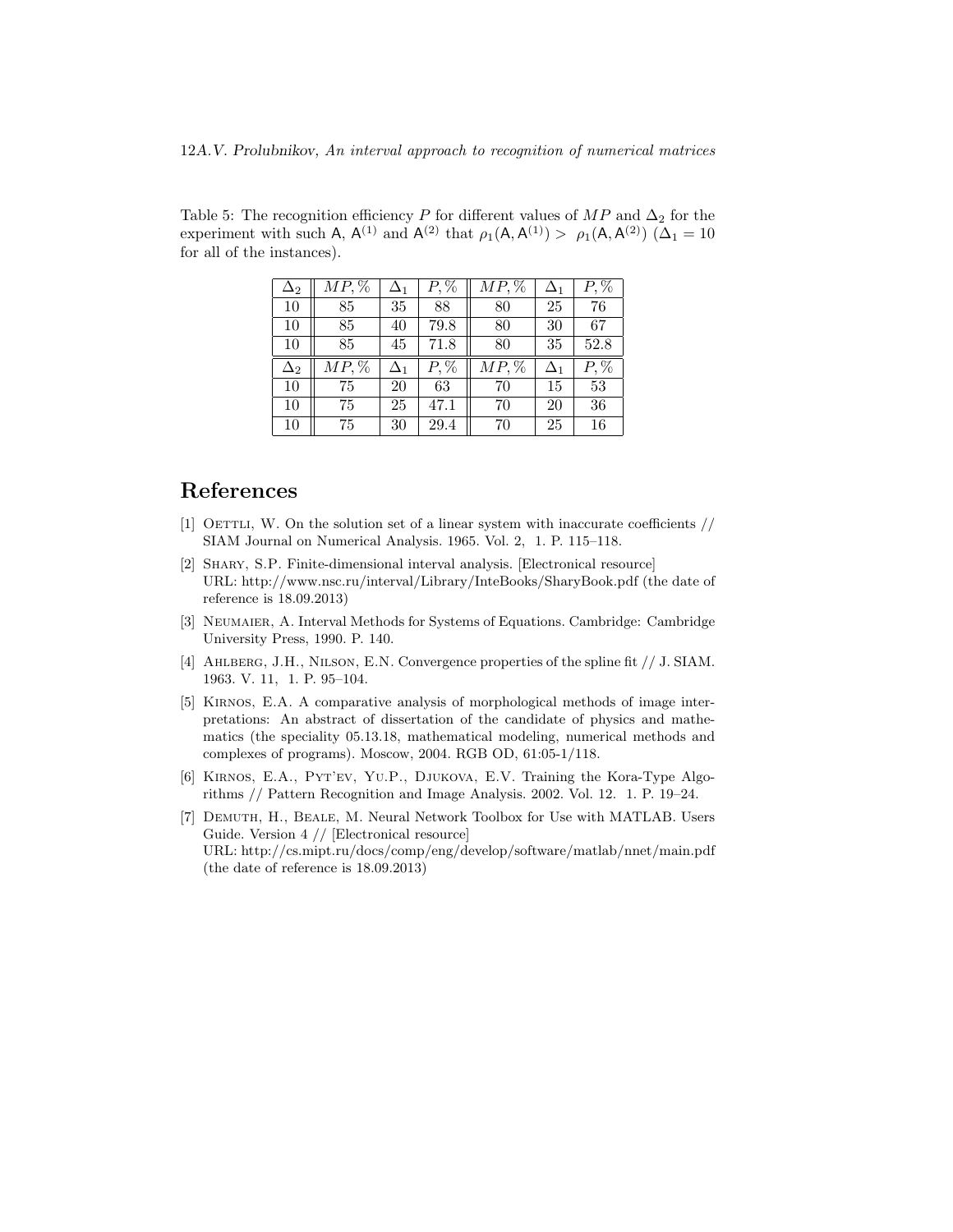Table 5: The recognition efficiency $P$ for different values of $MP$ and $\Delta_2$ for the experiment with such $\mathsf{A}$, $\mathsf{A}^{(1)}$ and $\mathsf{A}^{(2)}$ that $\rho_1(\mathsf{A}, \mathsf{A}^{(1)}) > \rho_1(\mathsf{A}, \mathsf{A}^{(2)})$ ($\Delta_1 = 10$ for all of the instances).

| $\Delta_2$ | $MP, \%$ | $\Delta_1$ | $P, \%$ | $MP, \%$ | $\Delta_1$ | $P, \%$ |
|---|---|---|---|---|---|---|
| 10 | 85 | 35 | 88 | 80 | 25 | 76 |
| 10 | 85 | 40 | 79.8 | 80 | 30 | 67 |
| 10 | 85 | 45 | 71.8 | 80 | 35 | 52.8 |
| $\Delta_2$ | $MP, \%$ | $\Delta_1$ | $P, \%$ | $MP, \%$ | $\Delta_1$ | $P, \%$ |
| 10 | 75 | 20 | 63 | 70 | 15 | 53 |
| 10 | 75 | 25 | 47.1 | 70 | 20 | 36 |
| 10 | 75 | 30 | 29.4 | 70 | 25 | 16 |

# References

[1] Oettli, W. On the solution set of a linear system with inaccurate coefficients // SIAM Journal on Numerical Analysis. 1965. Vol. 2, 1. P. 115–118.

[2] Shary, S.P. Finite-dimensional interval analysis. [Electronical resource] URL: http://www.nsc.ru/interval/Library/InteBooks/SharyBook.pdf (the date of reference is 18.09.2013)

[3] Neumaier, A. Interval Methods for Systems of Equations. Cambridge: Cambridge University Press, 1990. P. 140.

[4] Ahlberg, J.H., Nilson, E.N. Convergence properties of the spline fit // J. SIAM. 1963. V. 11, 1. P. 95–104.

[5] Kirnos, E.A. A comparative analysis of morphological methods of image interpretations: An abstract of dissertation of the candidate of physics and mathematics (the speciality 05.13.18, mathematical modeling, numerical methods and complexes of programs). Moscow, 2004. RGB OD, 61:05-1/118.

[6] Kirnos, E.A., Pyt'ev, Yu.P., Djukova, E.V. Training the Kora-Type Algorithms // Pattern Recognition and Image Analysis. 2002. Vol. 12. 1. P. 19–24.

[7] Demuth, H., Beale, M. Neural Network Toolbox for Use with MATLAB. Users Guide. Version 4 // [Electronical resource] URL: http://cs.mipt.ru/docs/comp/eng/develop/software/matlab/nnet/main.pdf (the date of reference is 18.09.2013)